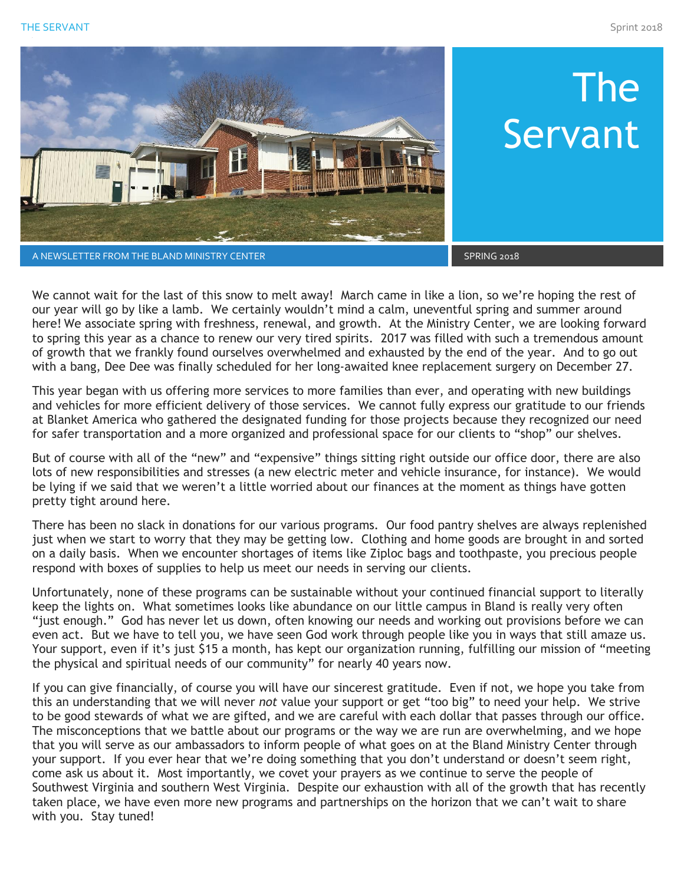# The Servant

A NEWSLETTER FROM THE BLAND MINISTRY CENTER

SPRING 2018

We cannot wait for the last of this snow to melt away! March came in like a lion, so we're hoping the rest of our year will go by like a lamb. We certainly wouldn't mind a calm, uneventful spring and summer around here! We associate spring with freshness, renewal, and growth. At the Ministry Center, we are looking forward to spring this year as a chance to renew our very tired spirits. 2017 was filled with such a tremendous amount of growth that we frankly found ourselves overwhelmed and exhausted by the end of the year. And to go out with a bang, Dee Dee was finally scheduled for her long-awaited knee replacement surgery on December 27.

This year began with us offering more services to more families than ever, and operating with new buildings and vehicles for more efficient delivery of those services. We cannot fully express our gratitude to our friends at Blanket America who gathered the designated funding for those projects because they recognized our need for safer transportation and a more organized and professional space for our clients to "shop" our shelves.

But of course with all of the "new" and "expensive" things sitting right outside our office door, there are also lots of new responsibilities and stresses (a new electric meter and vehicle insurance, for instance). We would be lying if we said that we weren't a little worried about our finances at the moment as things have gotten pretty tight around here.

There has been no slack in donations for our various programs. Our food pantry shelves are always replenished just when we start to worry that they may be getting low. Clothing and home goods are brought in and sorted on a daily basis. When we encounter shortages of items like Ziploc bags and toothpaste, you precious people respond with boxes of supplies to help us meet our needs in serving our clients.

Unfortunately, none of these programs can be sustainable without your continued financial support to literally keep the lights on. What sometimes looks like abundance on our little campus in Bland is really very often "just enough." God has never let us down, often knowing our needs and working out provisions before we can even act. But we have to tell you, we have seen God work through people like you in ways that still amaze us. Your support, even if it's just $15 a month, has kept our organization running, fulfilling our mission of "meeting the physical and spiritual needs of our community" for nearly 40 years now.

If you can give financially, of course you will have our sincerest gratitude. Even if not, we hope you take from this an understanding that we will never *not* value your support or get "too big" to need your help. We strive to be good stewards of what we are gifted, and we are careful with each dollar that passes through our office. The misconceptions that we battle about our programs or the way we are run are overwhelming, and we hope that you will serve as our ambassadors to inform people of what goes on at the Bland Ministry Center through your support. If you ever hear that we're doing something that you don't understand or doesn't seem right, come ask us about it. Most importantly, we covet your prayers as we continue to serve the people of Southwest Virginia and southern West Virginia. Despite our exhaustion with all of the growth that has recently taken place, we have even more new programs and partnerships on the horizon that we can't wait to share with you. Stay tuned!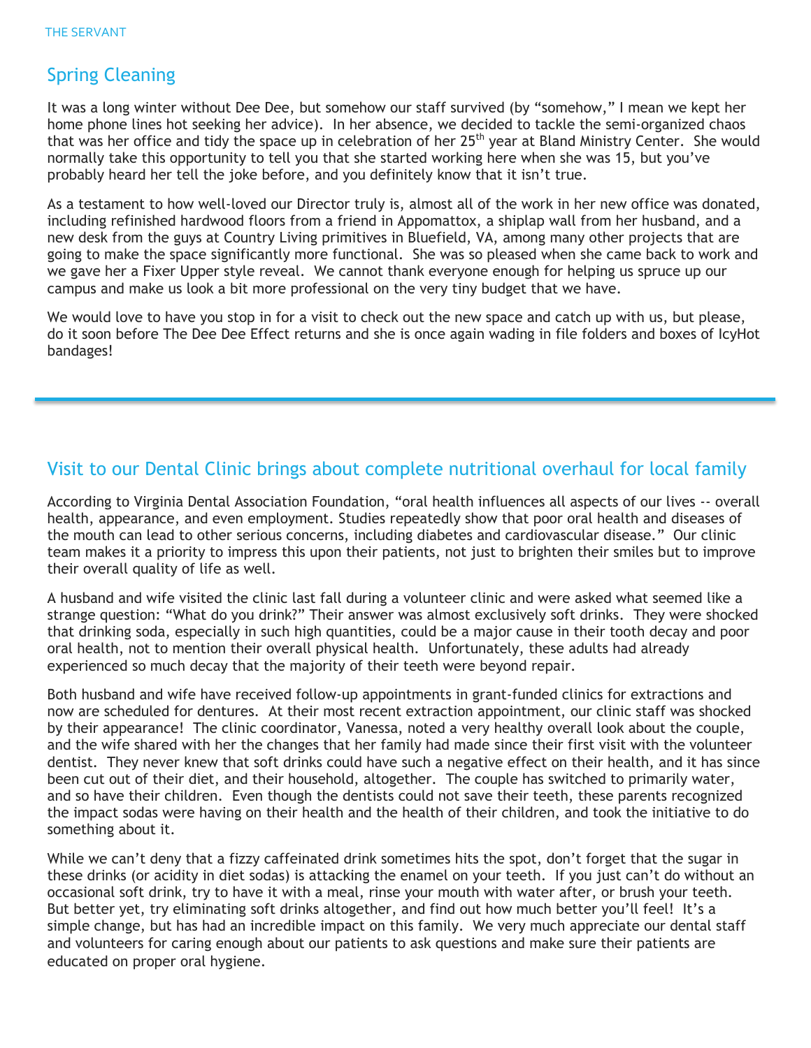## Spring Cleaning

It was a long winter without Dee Dee, but somehow our staff survived (by “somehow,” I mean we kept her home phone lines hot seeking her advice). In her absence, we decided to tackle the semi-organized chaos that was her office and tidy the space up in celebration of her 25th year at Bland Ministry Center. She would normally take this opportunity to tell you that she started working here when she was 15, but you’ve probably heard her tell the joke before, and you definitely know that it isn’t true.

As a testament to how well-loved our Director truly is, almost all of the work in her new office was donated, including refinished hardwood floors from a friend in Appomattox, a shiplap wall from her husband, and a new desk from the guys at Country Living primitives in Bluefield, VA, among many other projects that are going to make the space significantly more functional. She was so pleased when she came back to work and we gave her a Fixer Upper style reveal. We cannot thank everyone enough for helping us spruce up our campus and make us look a bit more professional on the very tiny budget that we have.

We would love to have you stop in for a visit to check out the new space and catch up with us, but please, do it soon before The Dee Dee Effect returns and she is once again wading in file folders and boxes of IcyHot bandages!

---

## Visit to our Dental Clinic brings about complete nutritional overhaul for local family

According to Virginia Dental Association Foundation, “oral health influences all aspects of our lives -- overall health, appearance, and even employment. Studies repeatedly show that poor oral health and diseases of the mouth can lead to other serious concerns, including diabetes and cardiovascular disease.” Our clinic team makes it a priority to impress this upon their patients, not just to brighten their smiles but to improve their overall quality of life as well.

A husband and wife visited the clinic last fall during a volunteer clinic and were asked what seemed like a strange question: “What do you drink?” Their answer was almost exclusively soft drinks. They were shocked that drinking soda, especially in such high quantities, could be a major cause in their tooth decay and poor oral health, not to mention their overall physical health. Unfortunately, these adults had already experienced so much decay that the majority of their teeth were beyond repair.

Both husband and wife have received follow-up appointments in grant-funded clinics for extractions and now are scheduled for dentures. At their most recent extraction appointment, our clinic staff was shocked by their appearance! The clinic coordinator, Vanessa, noted a very healthy overall look about the couple, and the wife shared with her the changes that her family had made since their first visit with the volunteer dentist. They never knew that soft drinks could have such a negative effect on their health, and it has since been cut out of their diet, and their household, altogether. The couple has switched to primarily water, and so have their children. Even though the dentists could not save their teeth, these parents recognized the impact sodas were having on their health and the health of their children, and took the initiative to do something about it.

While we can’t deny that a fizzy caffeinated drink sometimes hits the spot, don’t forget that the sugar in these drinks (or acidity in diet sodas) is attacking the enamel on your teeth. If you just can’t do without an occasional soft drink, try to have it with a meal, rinse your mouth with water after, or brush your teeth. But better yet, try eliminating soft drinks altogether, and find out how much better you’ll feel! It’s a simple change, but has had an incredible impact on this family. We very much appreciate our dental staff and volunteers for caring enough about our patients to ask questions and make sure their patients are educated on proper oral hygiene.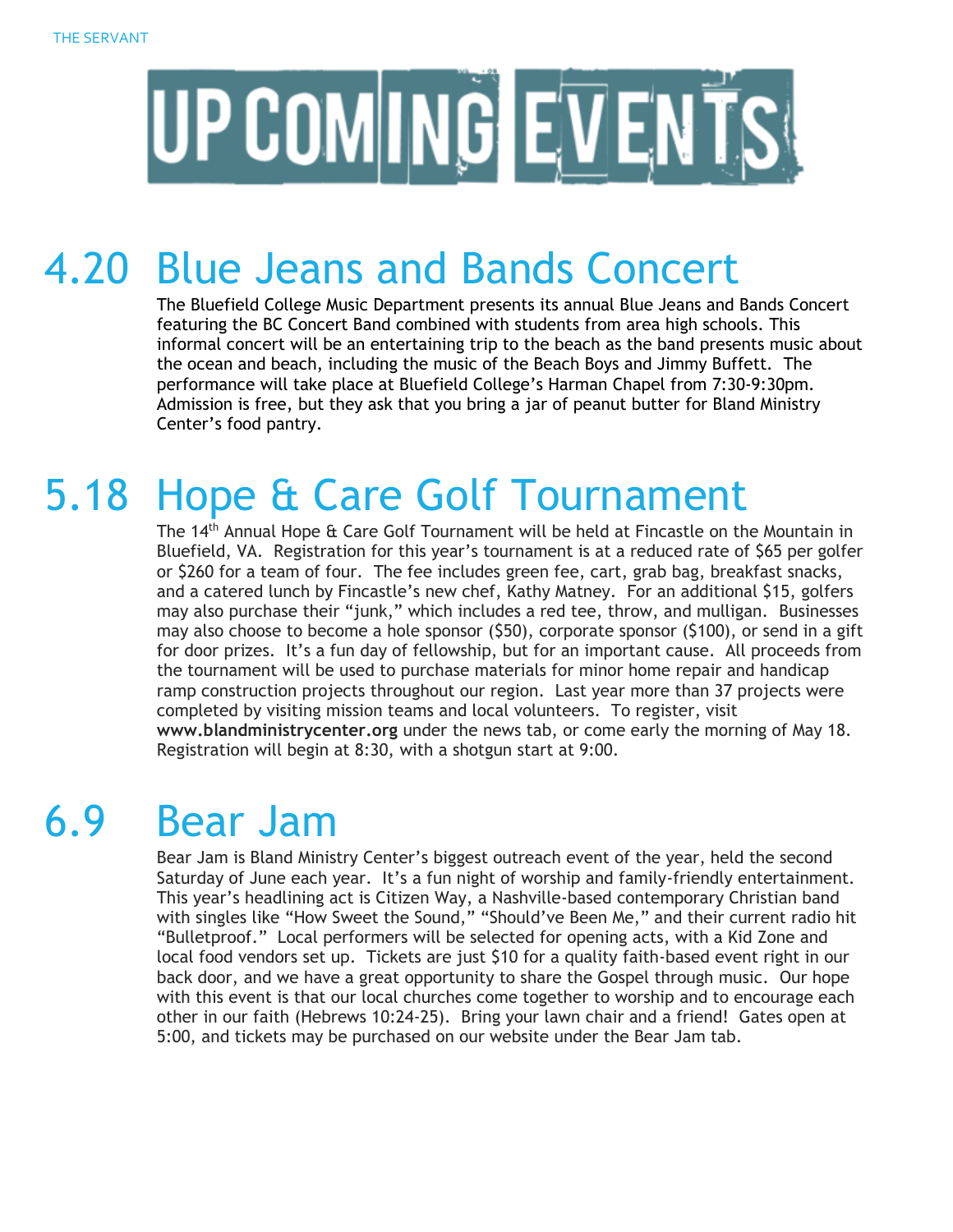# UPCOMING EVENTS

## 4.20 Blue Jeans and Bands Concert

The Bluefield College Music Department presents its annual Blue Jeans and Bands Concert featuring the BC Concert Band combined with students from area high schools. This informal concert will be an entertaining trip to the beach as the band presents music about the ocean and beach, including the music of the Beach Boys and Jimmy Buffett. The performance will take place at Bluefield College's Harman Chapel from 7:30-9:30pm. Admission is free, but they ask that you bring a jar of peanut butter for Bland Ministry Center's food pantry.

## 5.18 Hope & Care Golf Tournament

The 14th Annual Hope & Care Golf Tournament will be held at Fincastle on the Mountain in Bluefield, VA. Registration for this year's tournament is at a reduced rate of $65 per golfer or $260 for a team of four. The fee includes green fee, cart, grab bag, breakfast snacks, and a catered lunch by Fincastle's new chef, Kathy Matney. For an additional $15, golfers may also purchase their "junk," which includes a red tee, throw, and mulligan. Businesses may also choose to become a hole sponsor ($50), corporate sponsor ($100), or send in a gift for door prizes. It's a fun day of fellowship, but for an important cause. All proceeds from the tournament will be used to purchase materials for minor home repair and handicap ramp construction projects throughout our region. Last year more than 37 projects were completed by visiting mission teams and local volunteers. To register, visit **www.blandministrycenter.org** under the news tab, or come early the morning of May 18. Registration will begin at 8:30, with a shotgun start at 9:00.

## 6.9 Bear Jam

Bear Jam is Bland Ministry Center's biggest outreach event of the year, held the second Saturday of June each year. It's a fun night of worship and family-friendly entertainment. This year's headlining act is Citizen Way, a Nashville-based contemporary Christian band with singles like "How Sweet the Sound," "Should've Been Me," and their current radio hit "Bulletproof." Local performers will be selected for opening acts, with a Kid Zone and local food vendors set up. Tickets are just $10 for a quality faith-based event right in our back door, and we have a great opportunity to share the Gospel through music. Our hope with this event is that our local churches come together to worship and to encourage each other in our faith (Hebrews 10:24-25). Bring your lawn chair and a friend! Gates open at 5:00, and tickets may be purchased on our website under the Bear Jam tab.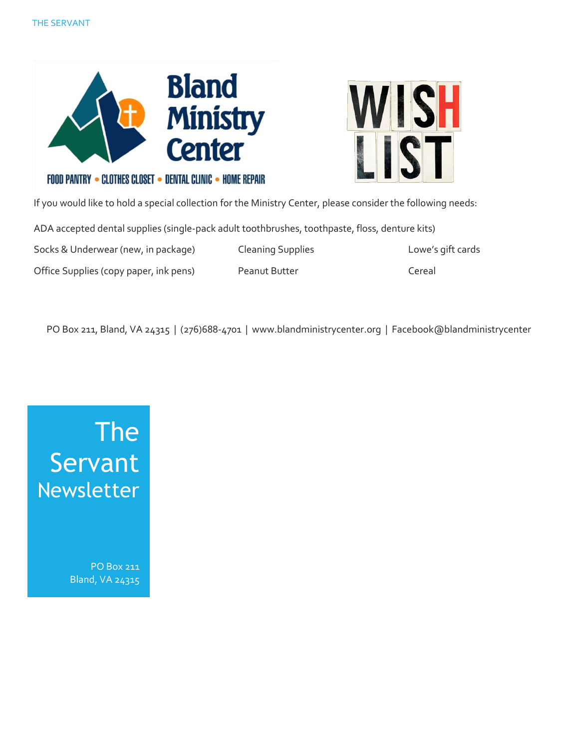**Bland Ministry Center**

FOOD PANTRY • CLOTHES CLOSET • DENTAL CLINIC • HOME REPAIR

# WISH LIST

If you would like to hold a special collection for the Ministry Center, please consider the following needs:

ADA accepted dental supplies (single-pack adult toothbrushes, toothpaste, floss, denture kits)

| | | |
|---|---|---|
| Socks & Underwear (new, in package) | Cleaning Supplies | Lowe's gift cards |
| Office Supplies (copy paper, ink pens) | Peanut Butter | Cereal |

PO Box 211, Bland, VA 24315 | (276)688-4701 | www.blandministrycenter.org | Facebook@blandministrycenter

# The Servant Newsletter

PO Box 211
Bland, VA 24315